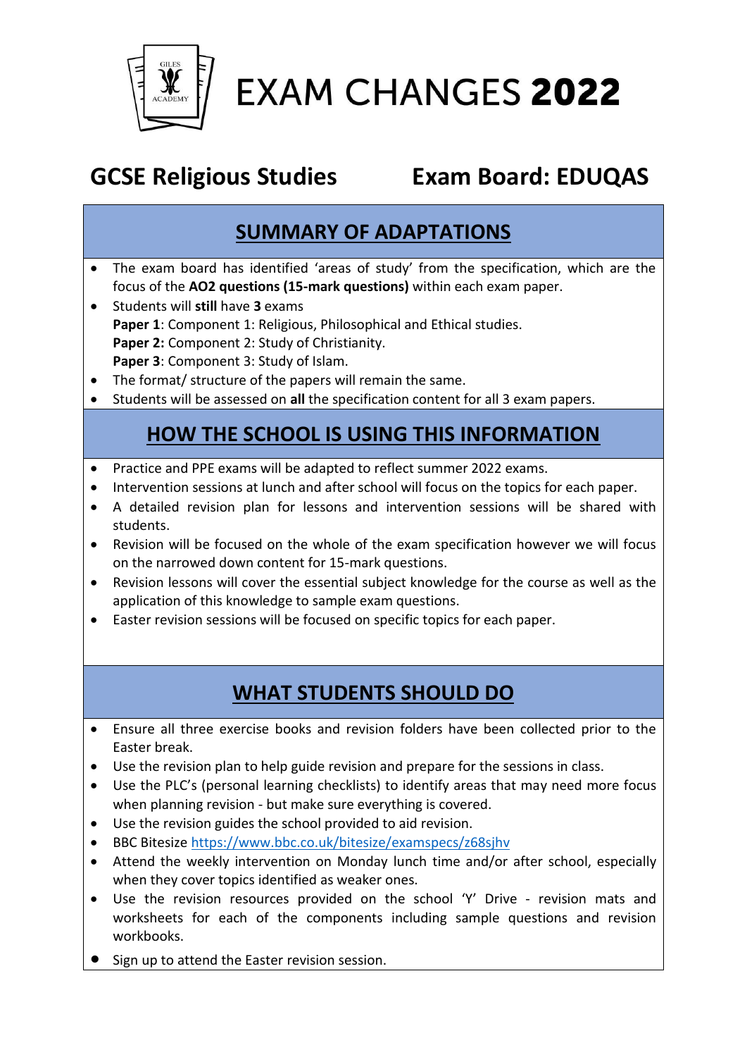# EXAM CHANGES **2022**

## GCSE Religious Studies Exam Board: EDUQAS

## SUMMARY OF ADAPTATIONS

- The exam board has identified 'areas of study' from the specification, which are the focus of the **AO2 questions (15-mark questions)** within each exam paper.
- Students will **still** have **3** exams
  **Paper 1**: Component 1: Religious, Philosophical and Ethical studies.
  **Paper 2:** Component 2: Study of Christianity.
  **Paper 3**: Component 3: Study of Islam.
- The format/ structure of the papers will remain the same.
- Students will be assessed on **all** the specification content for all 3 exam papers.

## HOW THE SCHOOL IS USING THIS INFORMATION

- Practice and PPE exams will be adapted to reflect summer 2022 exams.
- Intervention sessions at lunch and after school will focus on the topics for each paper.
- A detailed revision plan for lessons and intervention sessions will be shared with students.
- Revision will be focused on the whole of the exam specification however we will focus on the narrowed down content for 15-mark questions.
- Revision lessons will cover the essential subject knowledge for the course as well as the application of this knowledge to sample exam questions.
- Easter revision sessions will be focused on specific topics for each paper.

## WHAT STUDENTS SHOULD DO

- Ensure all three exercise books and revision folders have been collected prior to the Easter break.
- Use the revision plan to help guide revision and prepare for the sessions in class.
- Use the PLC's (personal learning checklists) to identify areas that may need more focus when planning revision - but make sure everything is covered.
- Use the revision guides the school provided to aid revision.
- BBC Bitesize https://www.bbc.co.uk/bitesize/examspecs/z68sjhv
- Attend the weekly intervention on Monday lunch time and/or after school, especially when they cover topics identified as weaker ones.
- Use the revision resources provided on the school 'Y' Drive - revision mats and worksheets for each of the components including sample questions and revision workbooks.
- Sign up to attend the Easter revision session.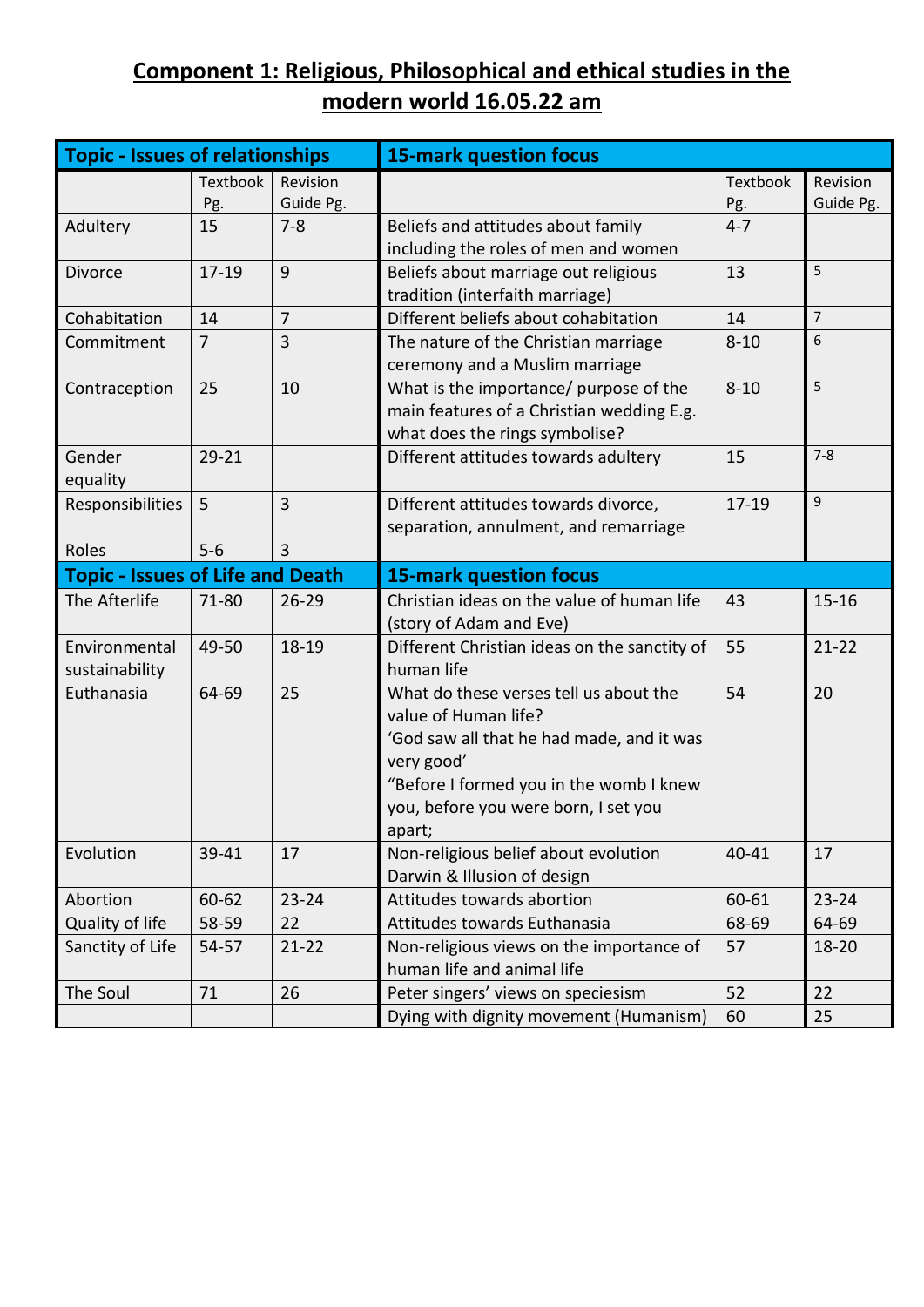# Component 1: Religious, Philosophical and ethical studies in the modern world 16.05.22 am

| Topic - Issues of relationships | | | 15-mark question focus | | |
|---|---|---|---|---|---|
| | Textbook Pg. | Revision Guide Pg. | | Textbook Pg. | Revision Guide Pg. |
| Adultery | 15 | 7-8 | Beliefs and attitudes about family including the roles of men and women | 4-7 | |
| Divorce | 17-19 | 9 | Beliefs about marriage out religious tradition (interfaith marriage) | 13 | 5 |
| Cohabitation | 14 | 7 | Different beliefs about cohabitation | 14 | 7 |
| Commitment | 7 | 3 | The nature of the Christian marriage ceremony and a Muslim marriage | 8-10 | 6 |
| Contraception | 25 | 10 | What is the importance/ purpose of the main features of a Christian wedding E.g. what does the rings symbolise? | 8-10 | 5 |
| Gender equality | 29-21 | | Different attitudes towards adultery | 15 | 7-8 |
| Responsibilities | 5 | 3 | Different attitudes towards divorce, separation, annulment, and remarriage | 17-19 | 9 |
| Roles | 5-6 | 3 | | | |
| **Topic - Issues of Life and Death** | | | **15-mark question focus** | | |
| The Afterlife | 71-80 | 26-29 | Christian ideas on the value of human life (story of Adam and Eve) | 43 | 15-16 |
| Environmental sustainability | 49-50 | 18-19 | Different Christian ideas on the sanctity of human life | 55 | 21-22 |
| Euthanasia | 64-69 | 25 | What do these verses tell us about the value of Human life?<br>'God saw all that he had made, and it was very good'<br>"Before I formed you in the womb I knew you, before you were born, I set you apart; | 54 | 20 |
| Evolution | 39-41 | 17 | Non-religious belief about evolution Darwin & Illusion of design | 40-41 | 17 |
| Abortion | 60-62 | 23-24 | Attitudes towards abortion | 60-61 | 23-24 |
| Quality of life | 58-59 | 22 | Attitudes towards Euthanasia | 68-69 | 64-69 |
| Sanctity of Life | 54-57 | 21-22 | Non-religious views on the importance of human life and animal life | 57 | 18-20 |
| The Soul | 71 | 26 | Peter singers' views on speciesism | 52 | 22 |
| | | | Dying with dignity movement (Humanism) | 60 | 25 |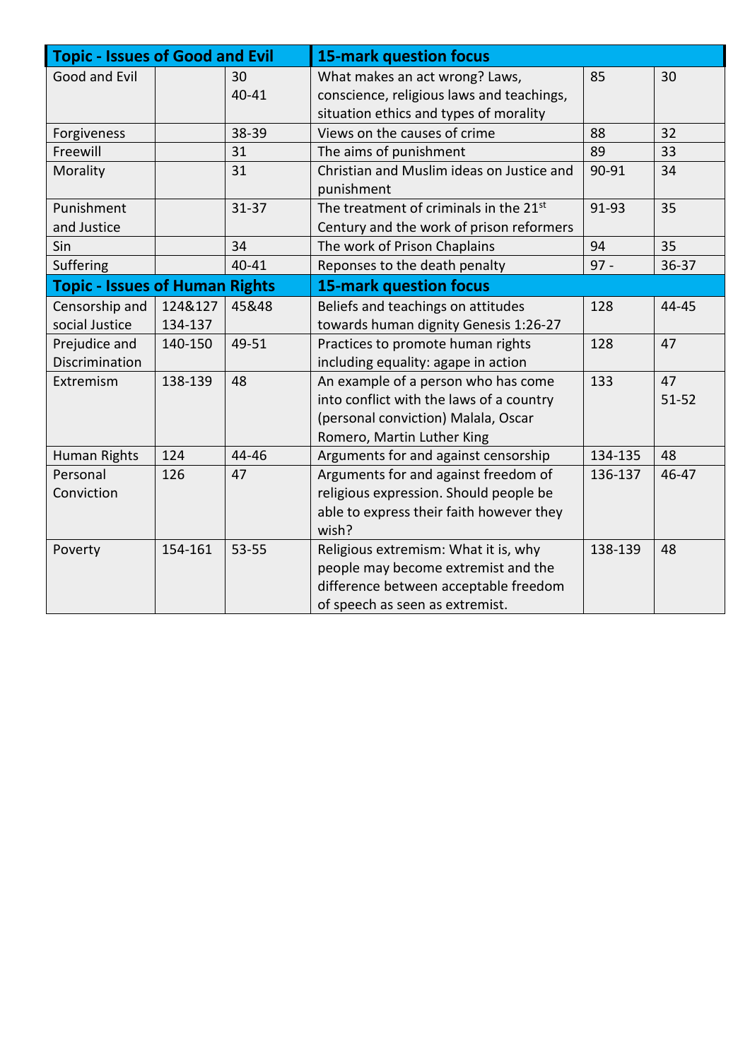| Topic - Issues of Good and Evil | | | 15-mark question focus | | |
|---|---|---|---|---|---|
| Good and Evil | | 30<br>40-41 | What makes an act wrong? Laws, conscience, religious laws and teachings, situation ethics and types of morality | 85 | 30 |
| Forgiveness | | 38-39 | Views on the causes of crime | 88 | 32 |
| Freewill | | 31 | The aims of punishment | 89 | 33 |
| Morality | | 31 | Christian and Muslim ideas on Justice and punishment | 90-91 | 34 |
| Punishment and Justice | | 31-37 | The treatment of criminals in the 21st Century and the work of prison reformers | 91-93 | 35 |
| Sin | | 34 | The work of Prison Chaplains | 94 | 35 |
| Suffering | | 40-41 | Reponses to the death penalty | 97 - | 36-37 |
| **Topic - Issues of Human Rights** | | | **15-mark question focus** | | |
| Censorship and social Justice | 124&127<br>134-137 | 45&48 | Beliefs and teachings on attitudes towards human dignity Genesis 1:26-27 | 128 | 44-45 |
| Prejudice and Discrimination | 140-150 | 49-51 | Practices to promote human rights including equality: agape in action | 128 | 47 |
| Extremism | 138-139 | 48 | An example of a person who has come into conflict with the laws of a country (personal conviction) Malala, Oscar Romero, Martin Luther King | 133 | 47<br>51-52 |
| Human Rights | 124 | 44-46 | Arguments for and against censorship | 134-135 | 48 |
| Personal Conviction | 126 | 47 | Arguments for and against freedom of religious expression. Should people be able to express their faith however they wish? | 136-137 | 46-47 |
| Poverty | 154-161 | 53-55 | Religious extremism: What it is, why people may become extremist and the difference between acceptable freedom of speech as seen as extremist. | 138-139 | 48 |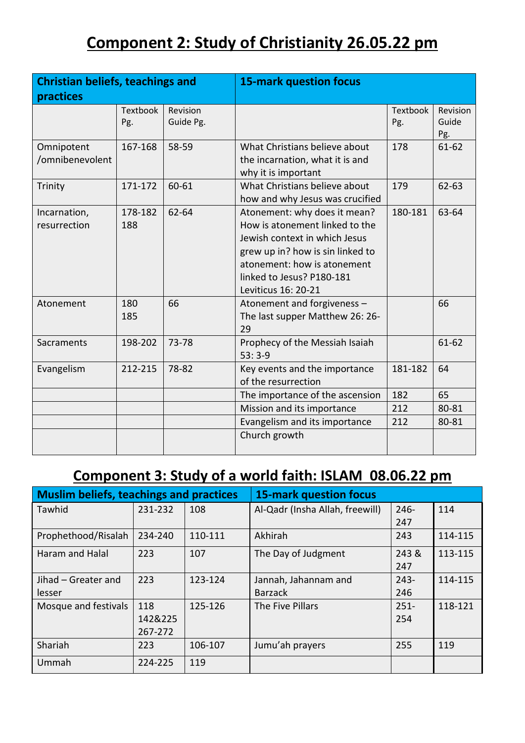# Component 2: Study of Christianity 26.05.22 pm

| Christian beliefs, teachings and practices | | | 15-mark question focus | | |
|---|---|---|---|---|---|
| | Textbook Pg. | Revision Guide Pg. | | Textbook Pg. | Revision Guide Pg. |
| Omnipotent /omnibenevolent | 167-168 | 58-59 | What Christians believe about the incarnation, what it is and why it is important | 178 | 61-62 |
| Trinity | 171-172 | 60-61 | What Christians believe about how and why Jesus was crucified | 179 | 62-63 |
| Incarnation, resurrection | 178-182 188 | 62-64 | Atonement: why does it mean? How is atonement linked to the Jewish context in which Jesus grew up in? how is sin linked to atonement: how is atonement linked to Jesus? P180-181 Leviticus 16: 20-21 | 180-181 | 63-64 |
| Atonement | 180 185 | 66 | Atonement and forgiveness – The last supper Matthew 26: 26-29 | | 66 |
| Sacraments | 198-202 | 73-78 | Prophecy of the Messiah Isaiah 53: 3-9 | | 61-62 |
| Evangelism | 212-215 | 78-82 | Key events and the importance of the resurrection | 181-182 | 64 |
| | | | The importance of the ascension | 182 | 65 |
| | | | Mission and its importance | 212 | 80-81 |
| | | | Evangelism and its importance | 212 | 80-81 |
| | | | Church growth | | |

# Component 3: Study of a world faith: ISLAM 08.06.22 pm

| Muslim beliefs, teachings and practices | | | 15-mark question focus | | |
|---|---|---|---|---|---|
| Tawhid | 231-232 | 108 | Al-Qadr (Insha Allah, freewill) | 246-247 | 114 |
| Prophethood/Risalah | 234-240 | 110-111 | Akhirah | 243 | 114-115 |
| Haram and Halal | 223 | 107 | The Day of Judgment | 243 & 247 | 113-115 |
| Jihad – Greater and lesser | 223 | 123-124 | Jannah, Jahannam and Barzack | 243-246 | 114-115 |
| Mosque and festivals | 118 142&225 267-272 | 125-126 | The Five Pillars | 251-254 | 118-121 |
| Shariah | 223 | 106-107 | Jumu'ah prayers | 255 | 119 |
| Ummah | 224-225 | 119 | | | |